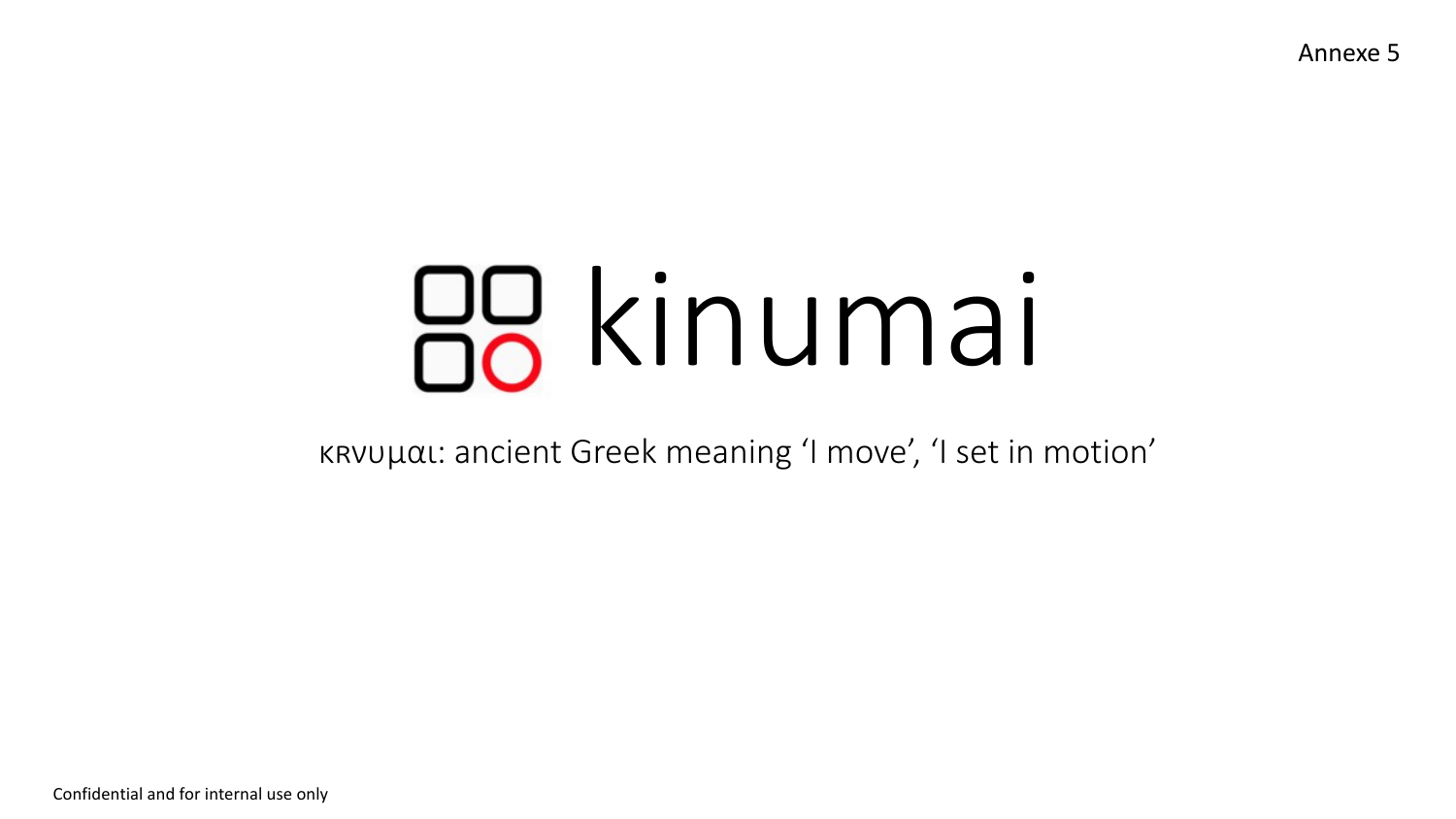# kinumai

κʀνυμαι: ancient Greek meaning ‘I move’, ‘I set in motion’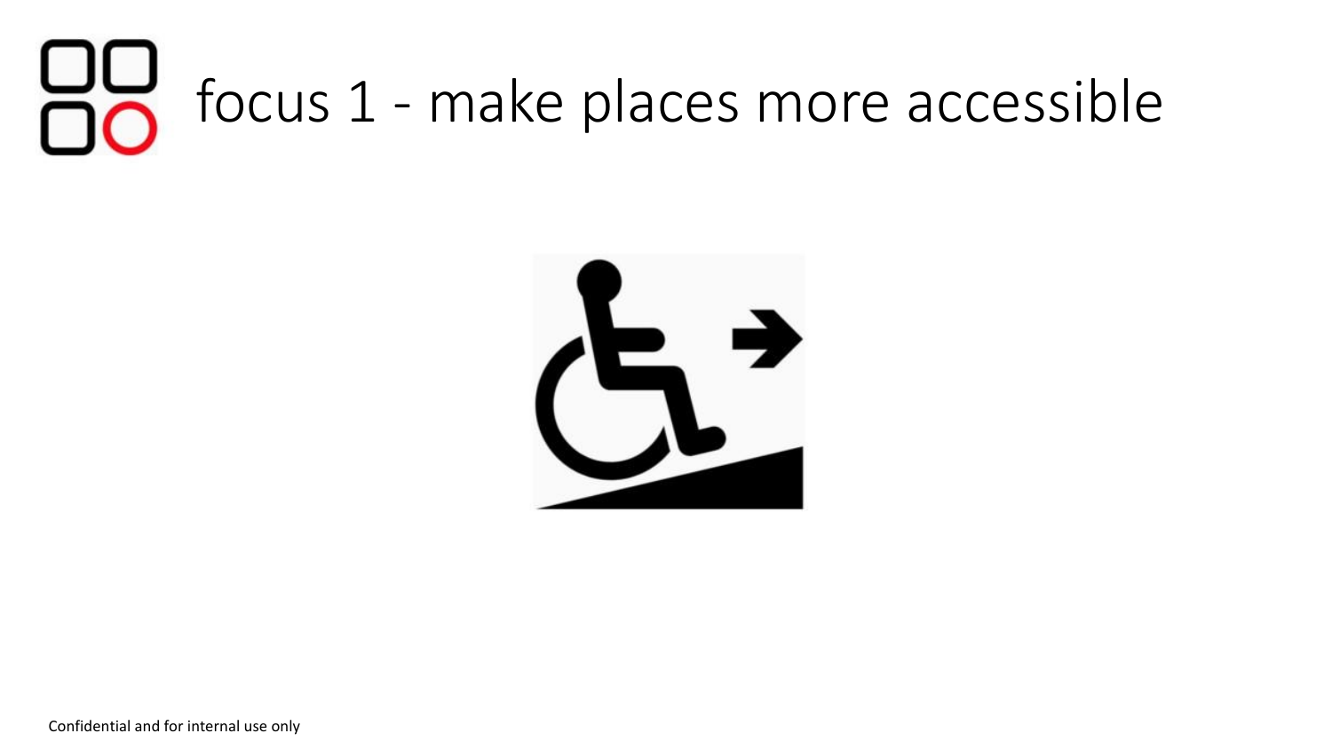# focus 1 - make places more accessible

Confidential and for internal use only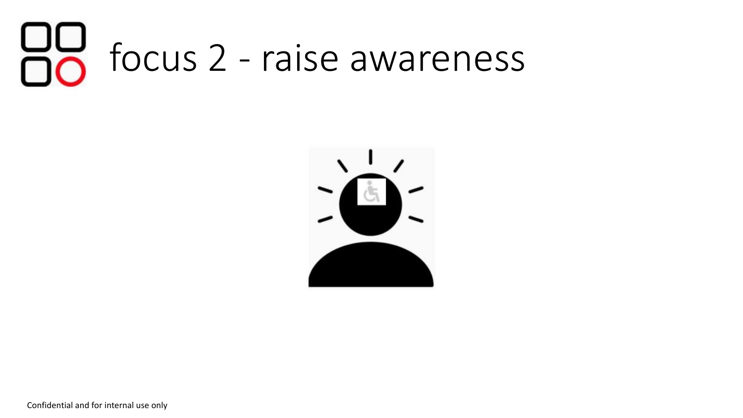# focus 2 - raise awareness

Confidential and for internal use only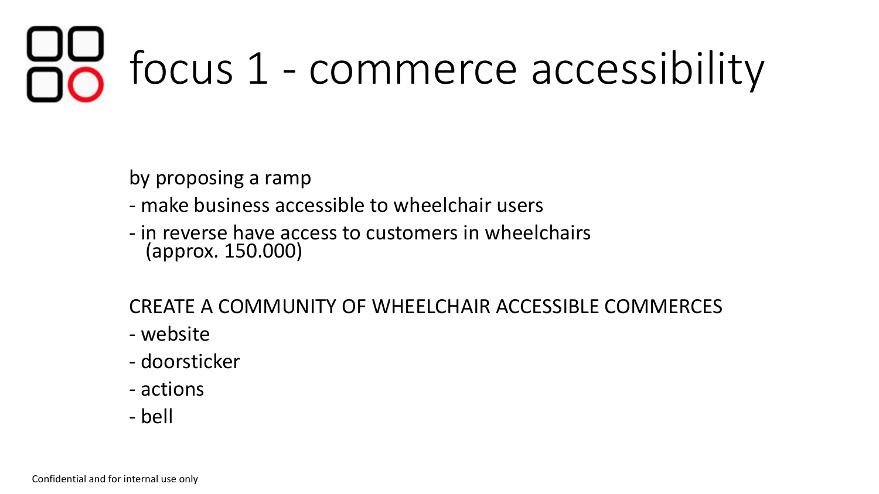# focus 1 - commerce accessibility

by proposing a ramp

- make business accessible to wheelchair users
- in reverse have access to customers in wheelchairs (approx. 150.000)

CREATE A COMMUNITY OF WHEELCHAIR ACCESSIBLE COMMERCES

- website
- doorsticker
- actions
- bell

Confidential and for internal use only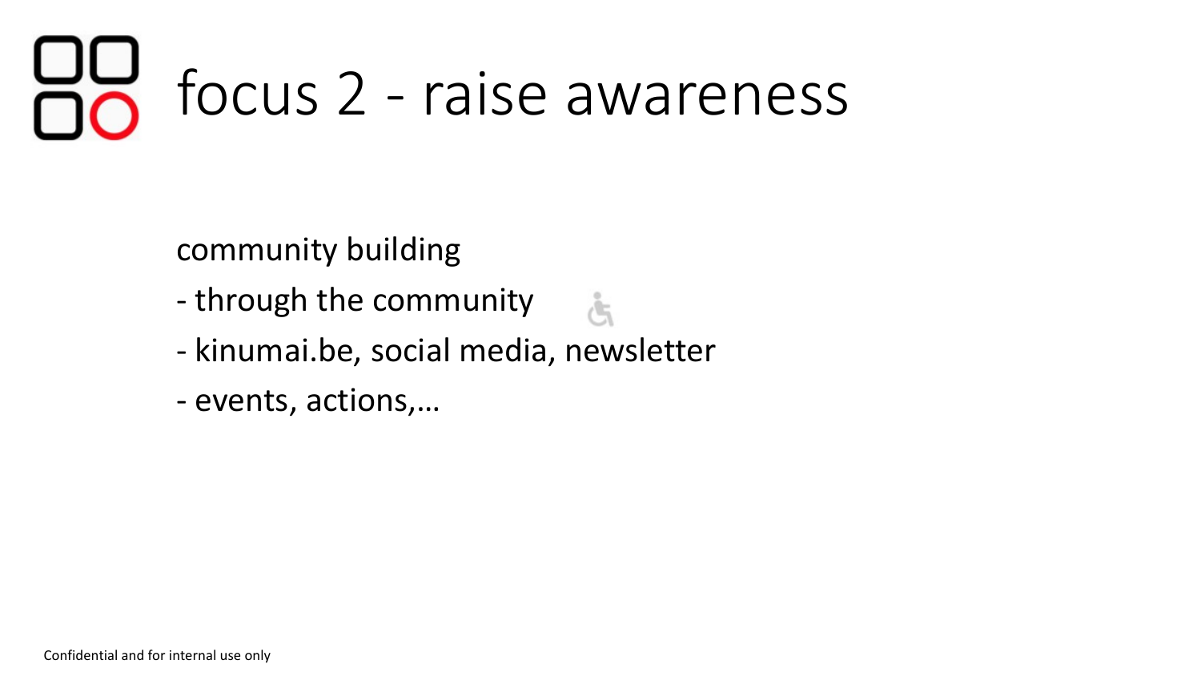# focus 2 - raise awareness

community building

- through the community
- kinumai.be, social media, newsletter
- events, actions,…

Confidential and for internal use only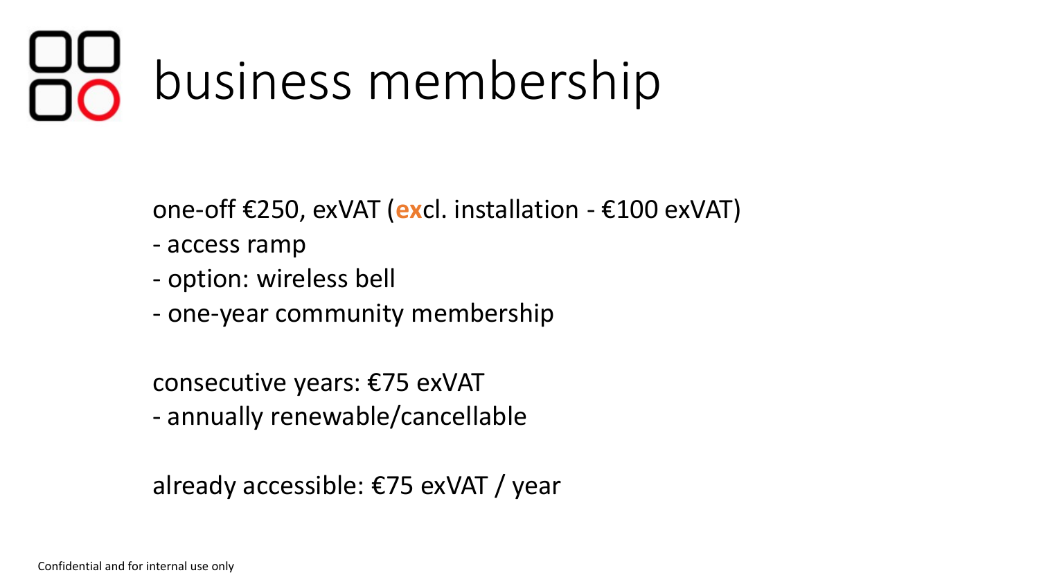# business membership

one-off €250, exVAT (**ex**cl. installation - €100 exVAT)

- access ramp
- option: wireless bell
- one-year community membership

consecutive years: €75 exVAT

- annually renewable/cancellable

already accessible: €75 exVAT / year

Confidential and for internal use only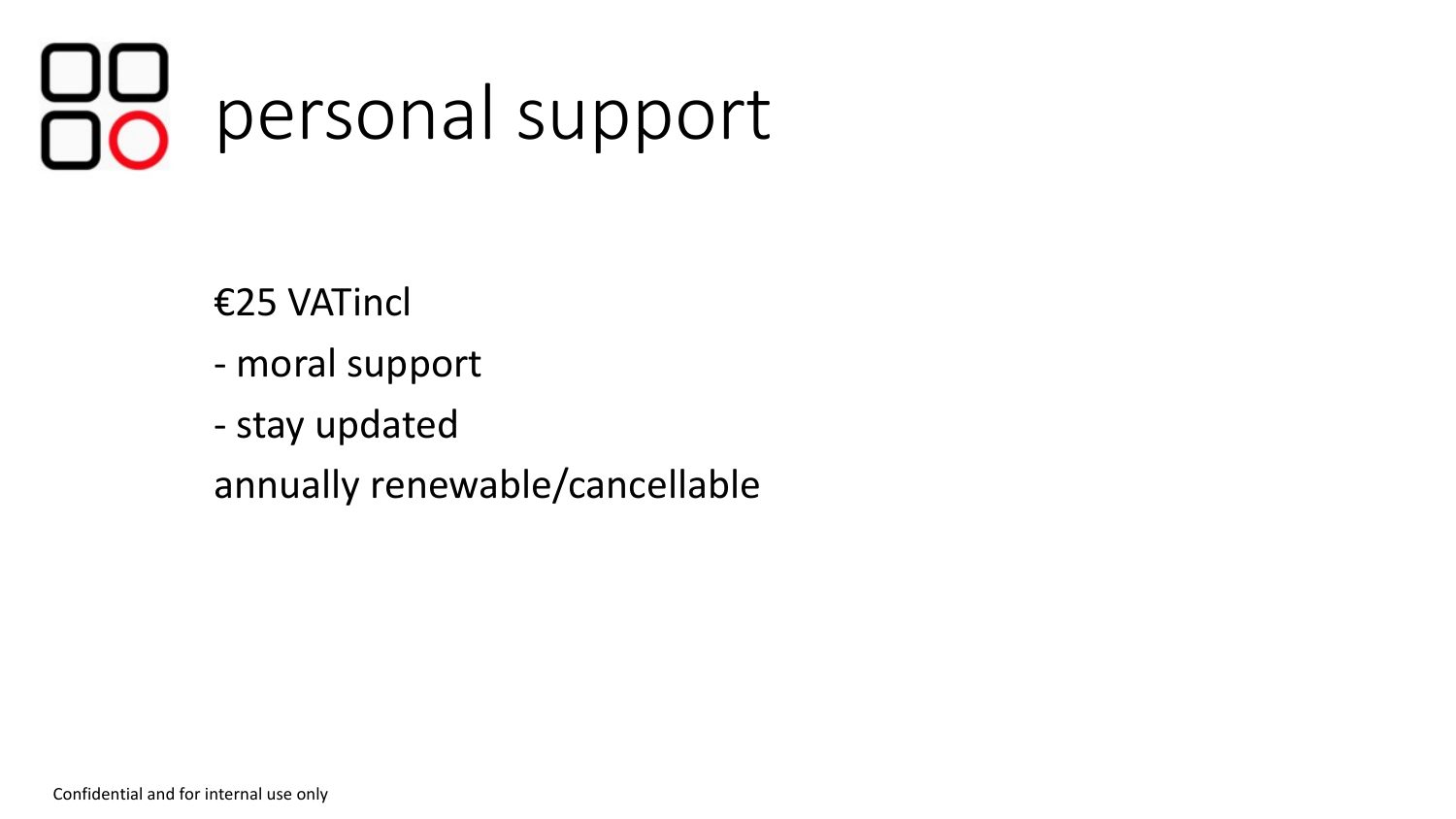# personal support

€25 VATincl

- moral support
- stay updated

annually renewable/cancellable

Confidential and for internal use only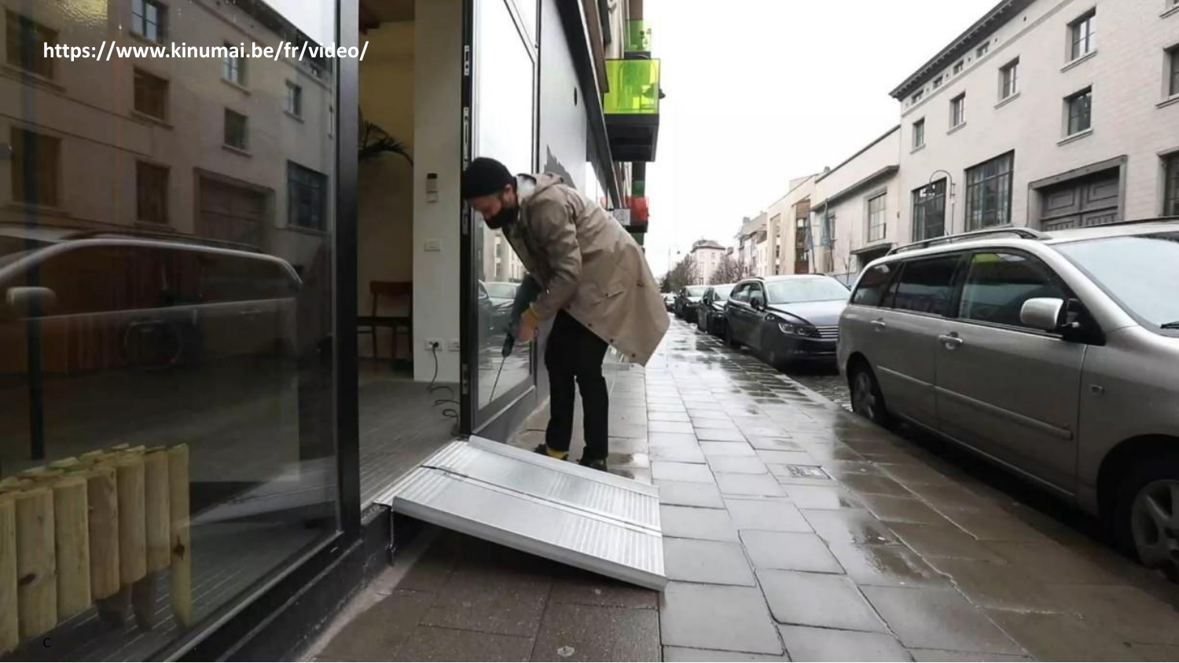https://www.kinumai.be/fr/video/

C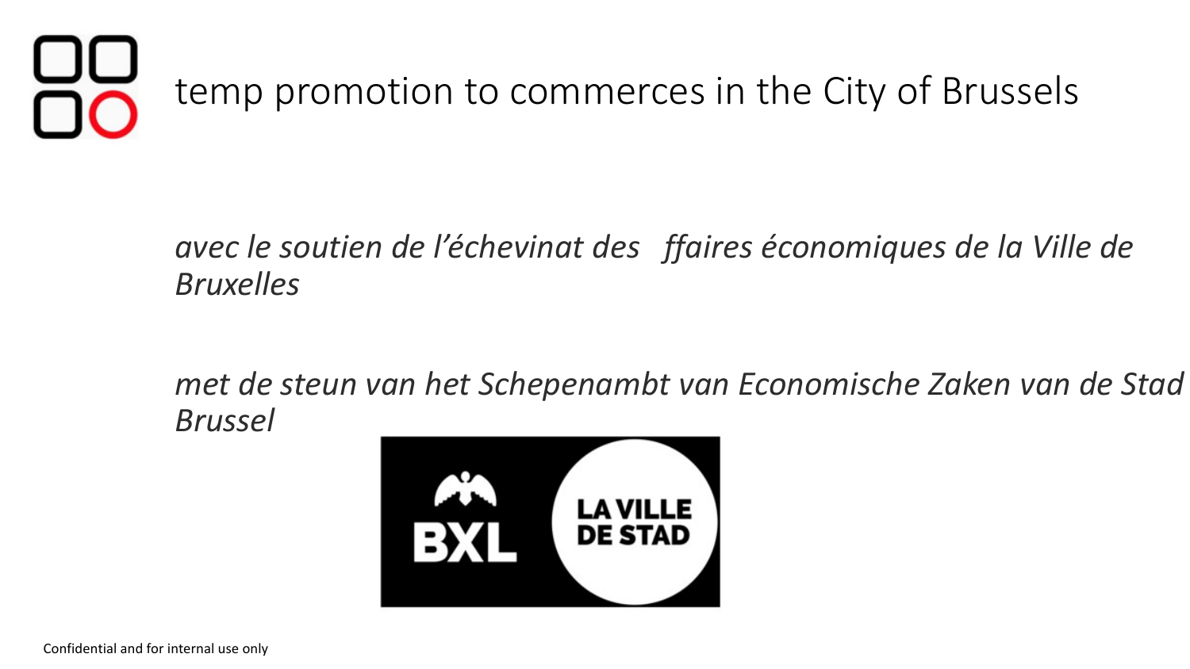# temp promotion to commerces in the City of Brussels

*avec le soutien de l'échevinat des ffaires économiques de la Ville de Bruxelles*

*met de steun van het Schepenambt van Economische Zaken van de Stad Brussel*

BXL LA VILLE DE STAD

Confidential and for internal use only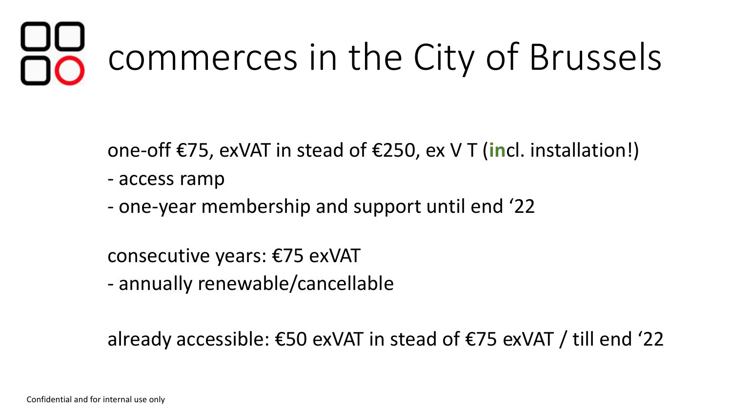# commerces in the City of Brussels

one-off €75, exVAT in stead of €250, ex V T (**in**cl. installation!)

- access ramp
- one-year membership and support until end ‘22

consecutive years: €75 exVAT

- annually renewable/cancellable

already accessible: €50 exVAT in stead of €75 exVAT / till end ‘22

Confidential and for internal use only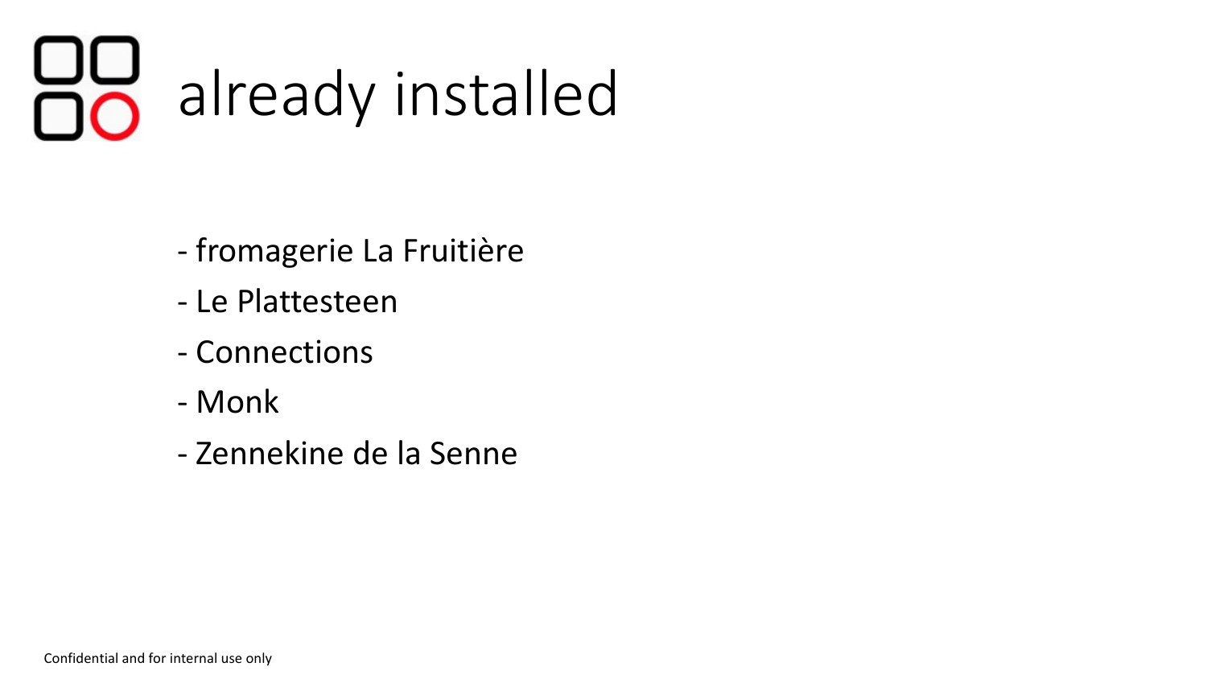# already installed

- fromagerie La Fruitière
- Le Plattesteen
- Connections
- Monk
- Zennekine de la Senne

Confidential and for internal use only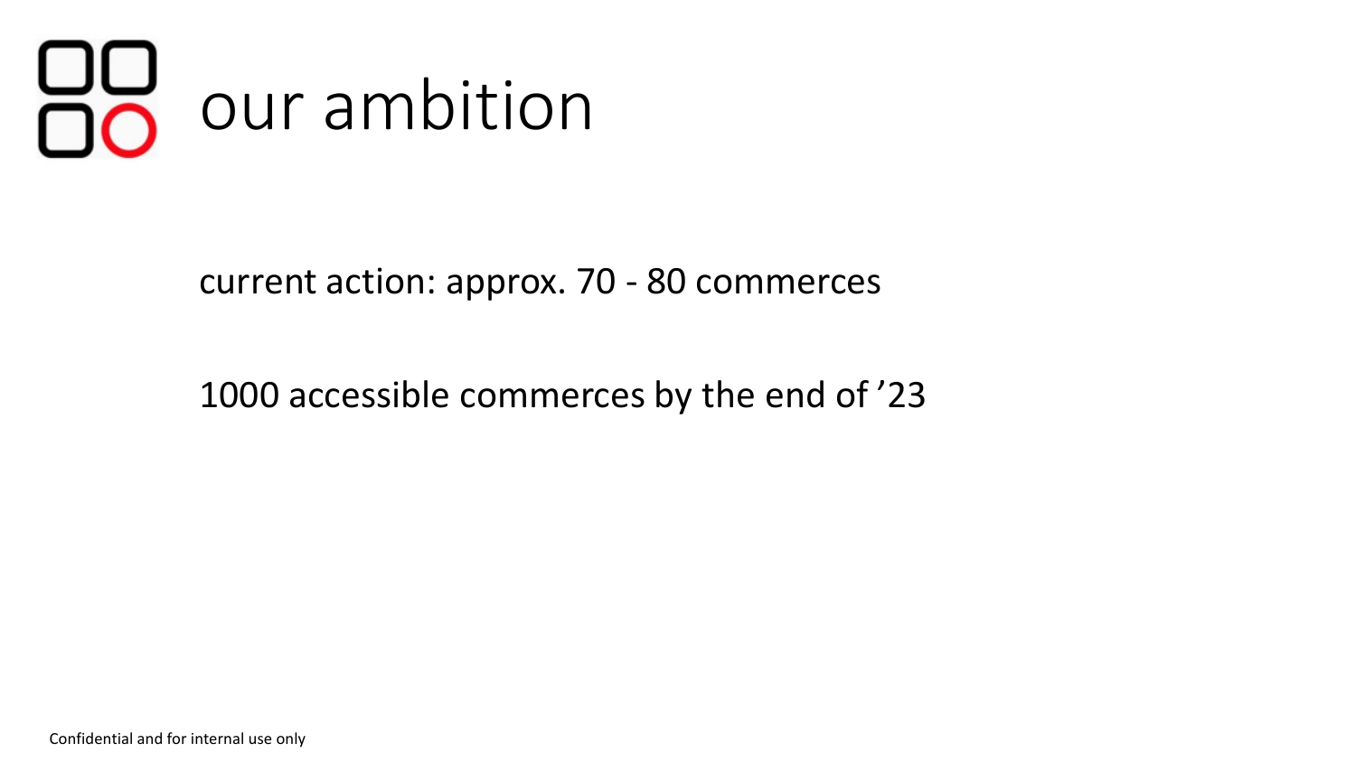# our ambition

current action: approx. 70 - 80 commerces

1000 accessible commerces by the end of ’23

Confidential and for internal use only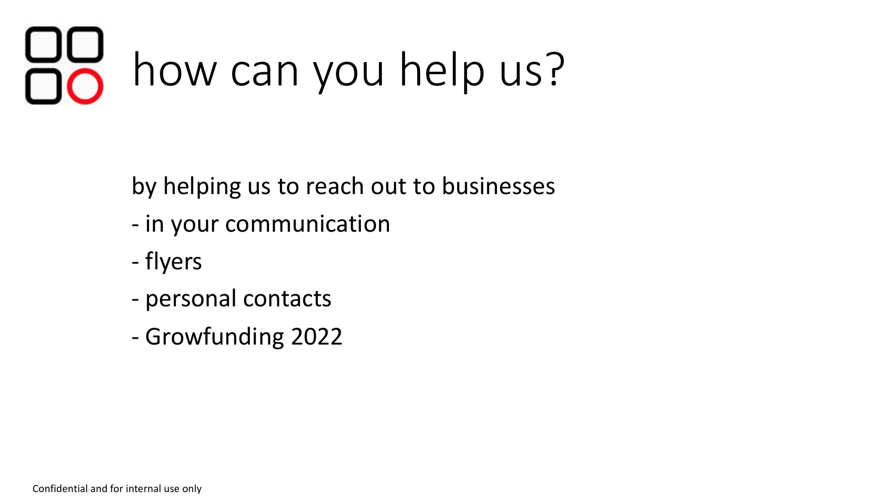# how can you help us?

by helping us to reach out to businesses

- in your communication
- flyers
- personal contacts
- Growfunding 2022

Confidential and for internal use only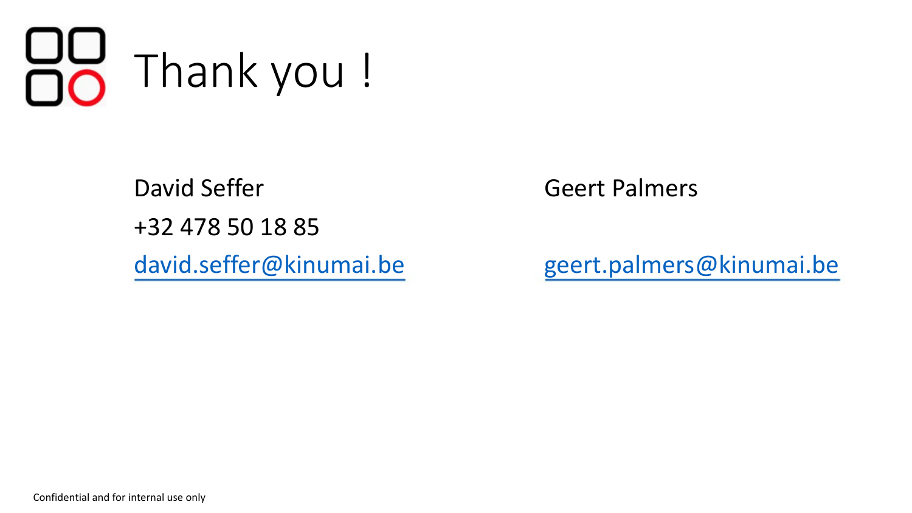# Thank you !

David Seffer
+32 478 50 18 85
david.seffer@kinumai.be

Geert Palmers

geert.palmers@kinumai.be

Confidential and for internal use only